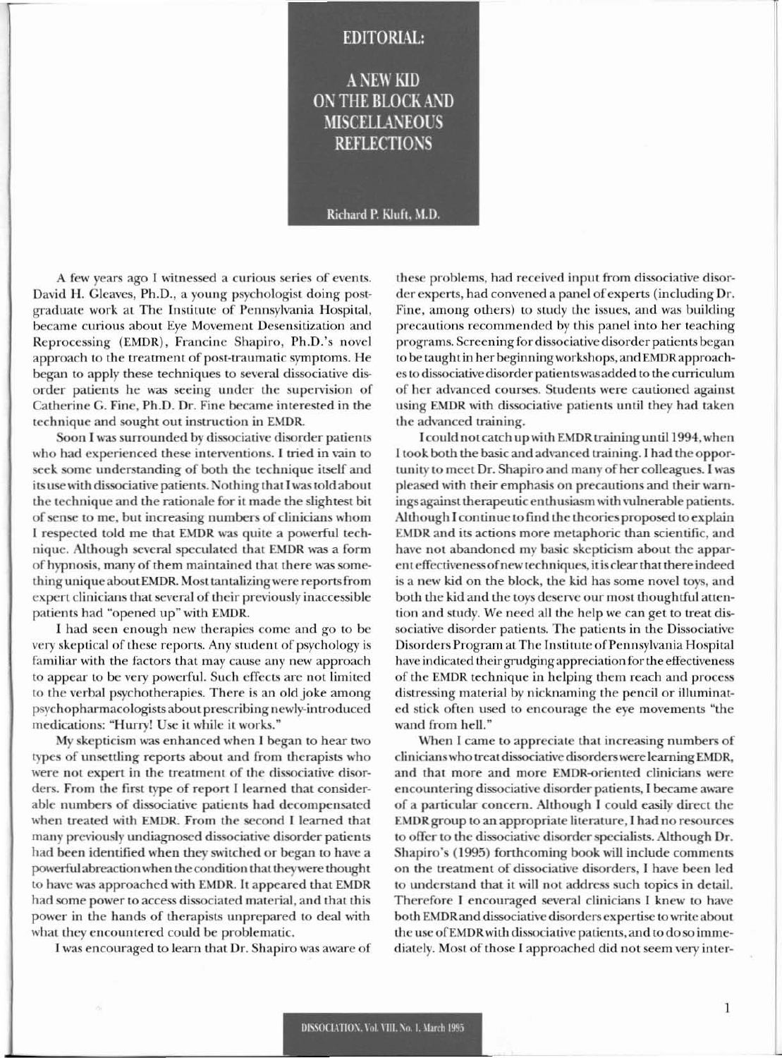# EDITORIAL:

## A NEW KID ON THE BLOCK AND MISCELLANEOUS REFLECTIONS

Richard P. Kluft, M.D.

A few years ago I witnessed a curious series of events. David H. Gleaves, Ph.D., a young psychologist doing postgraduate work at The Institute of Pennsylvania Hospital, became curious about Eye Movement Desensitization and Reprocessing (EMDR), Francine Shapiro, Ph.D.'s novel approach to the treatment of post-traumatic symptoms. He began to apply these techniques to several dissociative disorder patients he was seeing under the supervision of Catherine G. Fine, Ph.D. Dr. Fine became interested in the technique and sought out instruction in EMDR.

Soon I was surrounded by dissociative disorder patients who had experienced these interventions. I tried in vain to seek some understanding of both the technique itself and its use with dissociative patients. Nothing that I was told about the technique and the rationale for it made the slightest bit of sense to me, but increasing numbers of clinicians whom I respected told me that EMDR was quite a powerful technique. Although several speculated that EMDR was a form of hypnosis, many of them maintained that there was something unique about EMDR. Most tantalizing were reports from expert clinicians that several of their previously inaccessible patients had "opened up" with EMDR.

I had seen enough new therapies come and go to be very skeptical of these reports. Any student of psychology is familiar with the factors that may cause any new approach to appear to be very powerful. Such effects are not limited to the verbal psychotherapies. There is an old joke among psychopharmacologists about prescribing newly-introduced medications: "Hurry! Use it while it works."

My skepticism was enhanced when I began to hear two types of unsettling reports about and from therapists who were not expert in the treatment of the dissociative disorders. From the first type of report I learned that considerable numbers of dissociative patients had decompensated when treated with EMDR. From the second I learned that many previously undiagnosed dissociative disorder patients had been identified when they switched or began to have a powerful abreaction when the condition that they were thought to have was approached with EMDR. It appeared that EMDR had some power to access dissociated material, and that this power in the hands of therapists unprepared to deal with what they encountered could be problematic.

I was encouraged to learn that Dr. Shapiro was aware of these problems, had received input from dissociative disorder experts, had convened a panel of experts (including Dr. Fine, among others) to study the issues, and was building precautions recommended by this panel into her teaching programs. Screening for dissociative disorder patients began to be taught in her beginning workshops, and EMDR approaches to dissociative disorder patients was added to the curriculum of her advanced courses. Students were cautioned against using EMDR with dissociative patients until they had taken the advanced training.

I could not catch up with EMDR training until 1994, when I took both the basic and advanced training. I had the opportunity to meet Dr. Shapiro and many of her colleagues. I was pleased with their emphasis on precautions and their warnings against therapeutic enthusiasm with vulnerable patients. Although I continue to find the theories proposed to explain EMDR and its actions more metaphoric than scientific, and have not abandoned my basic skepticism about the apparent effectiveness of new techniques, it is clear that there indeed is a new kid on the block, the kid has some novel toys, and both the kid and the toys deserve our most thoughtful attention and study. We need all the help we can get to treat dissociative disorder patients. The patients in the Dissociative Disorders Program at The Institute of Pennsylvania Hospital have indicated their grudging appreciation for the effectiveness of the EMDR technique in helping them reach and process distressing material by nicknaming the pencil or illuminated stick often used to encourage the eye movements "the wand from hell."

When I came to appreciate that increasing numbers of clinicians who treat dissociative disorders were learning EMDR, and that more and more EMDR-oriented clinicians were encountering dissociative disorder patients, I became aware of a particular concern. Although I could easily direct the EMDR group to an appropriate literature, I had no resources to offer to the dissociative disorder specialists. Although Dr. Shapiro's (1995) forthcoming book will include comments on the treatment of dissociative disorders, I have been led to understand that it will not address such topics in detail. Therefore I encouraged several clinicians I knew to have both EMDR and dissociative disorders expertise to write about the use of EMDR with dissociative patients, and to do so immediately. Most of those I approached did not seem very inter-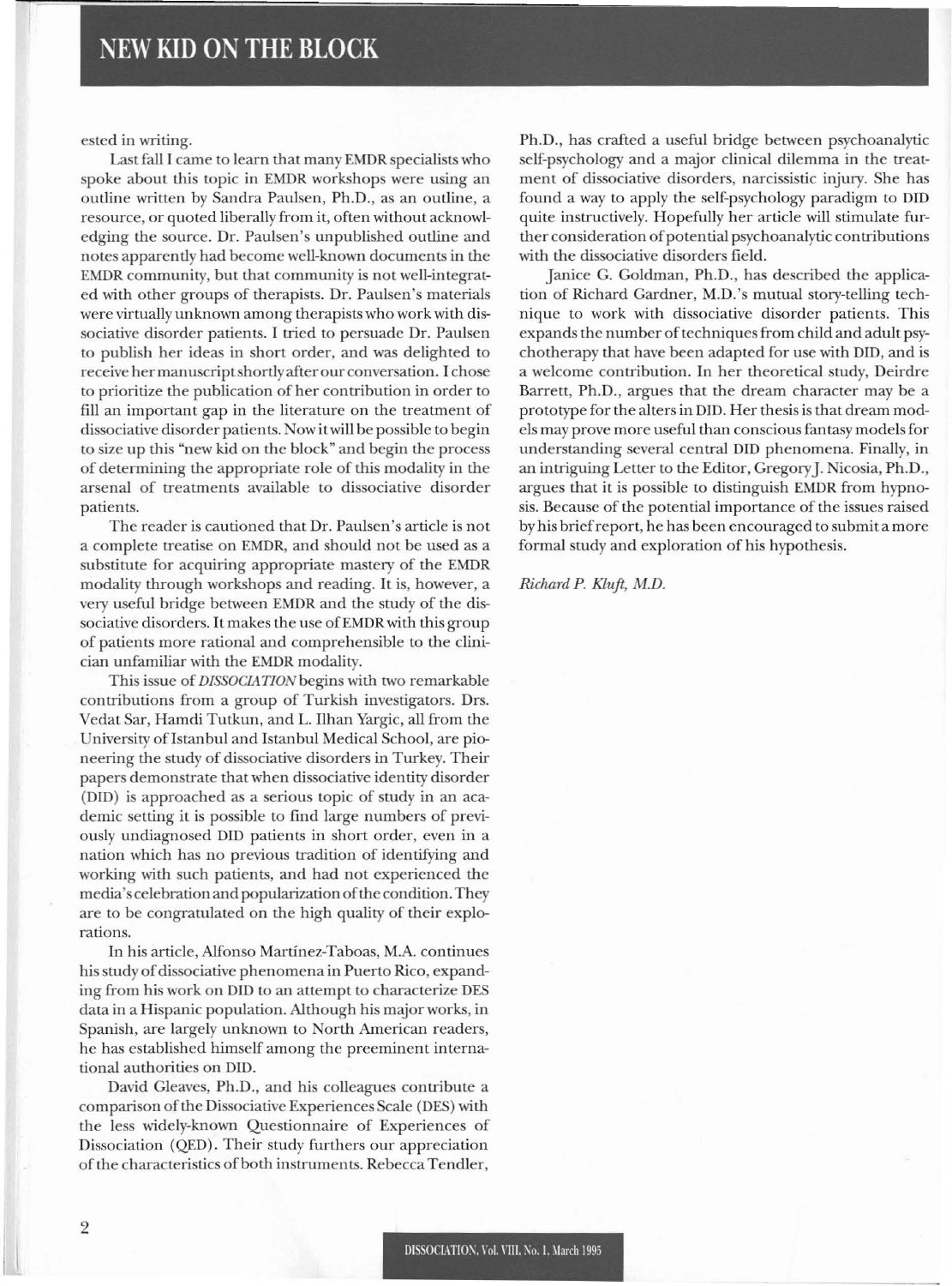# NEW KID ON THE BLOCK

ested in writing.

Last fall I came to learn that many EMDR specialists who spoke about this topic in EMDR workshops were using an outline written by Sandra Paulsen, Ph.D., as an outline, a resource, or quoted liberally from it, often without acknowledging the source. Dr. Paulsen's unpublished outline and notes apparently had become well-known documents in the EMDR community, but that community is not well-integrated with other groups of therapists. Dr. Paulsen's materials were virtually unknown among therapists who work with dissociative disorder patients. I tried to persuade Dr. Paulsen to publish her ideas in short order, and was delighted to receive her manuscript shortly after our conversation. I chose to prioritize the publication of her contribution in order to fill an important gap in the literature on the treatment of dissociative disorder patients. Now it will be possible to begin to size up this "new kid on the block" and begin the process of determining the appropriate role of this modality in the arsenal of treatments available to dissociative disorder patients.

The reader is cautioned that Dr. Paulsen's article is not a complete treatise on EMDR, and should not be used as a substitute for acquiring appropriate mastery of the EMDR modality through workshops and reading. It is, however, a very useful bridge between EMDR and the study of the dissociative disorders. It makes the use of EMDR with this group of patients more rational and comprehensible to the clinician unfamiliar with the EMDR modality.

This issue of *DISSOCIATION* begins with two remarkable contributions from a group of Turkish investigators. Drs. Vedat Sar, Hamdi Tutkun, and L. Ilhan Yargic, all from the University of Istanbul and Istanbul Medical School, are pioneering the study of dissociative disorders in Turkey. Their papers demonstrate that when dissociative identity disorder (DID) is approached as a serious topic of study in an academic setting it is possible to find large numbers of previously undiagnosed DID patients in short order, even in a nation which has no previous tradition of identifying and working with such patients, and had not experienced the media's celebration and popularization of the condition. They are to be congratulated on the high quality of their explorations.

In his article, Alfonso Martínez-Taboas, M.A. continues his study of dissociative phenomena in Puerto Rico, expanding from his work on DID to an attempt to characterize DES data in a Hispanic population. Although his major works, in Spanish, are largely unknown to North American readers, he has established himself among the preeminent international authorities on DID.

David Gleaves, Ph.D., and his colleagues contribute a comparison of the Dissociative Experiences Scale (DES) with the less widely-known Questionnaire of Experiences of Dissociation (QED). Their study furthers our appreciation of the characteristics of both instruments. Rebecca Tendler, Ph.D., has crafted a useful bridge between psychoanalytic self-psychology and a major clinical dilemma in the treatment of dissociative disorders, narcissistic injury. She has found a way to apply the self-psychology paradigm to DID quite instructively. Hopefully her article will stimulate further consideration of potential psychoanalytic contributions with the dissociative disorders field.

Janice G. Goldman, Ph.D., has described the application of Richard Gardner, M.D.'s mutual story-telling technique to work with dissociative disorder patients. This expands the number of techniques from child and adult psychotherapy that have been adapted for use with DID, and is a welcome contribution. In her theoretical study, Deirdre Barrett, Ph.D., argues that the dream character may be a prototype for the alters in DID. Her thesis is that dream models may prove more useful than conscious fantasy models for understanding several central DID phenomena. Finally, in an intriguing Letter to the Editor, Gregory J. Nicosia, Ph.D., argues that it is possible to distinguish EMDR from hypnosis. Because of the potential importance of the issues raised by his brief report, he has been encouraged to submit a more formal study and exploration of his hypothesis.

*Richard P. Kluft, M.D.*